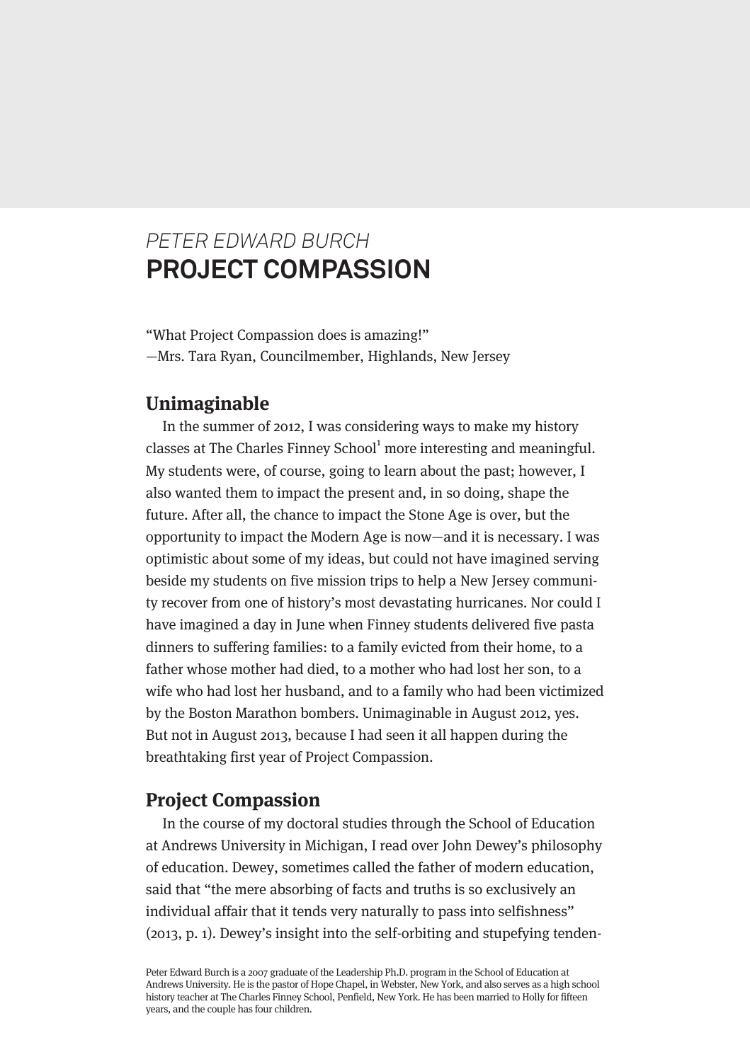*PETER EDWARD BURCH*

# PROJECT COMPASSION

"What Project Compassion does is amazing!"
—Mrs. Tara Ryan, Councilmember, Highlands, New Jersey

## Unimaginable

In the summer of 2012, I was considering ways to make my history classes at The Charles Finney School[1] more interesting and meaningful. My students were, of course, going to learn about the past; however, I also wanted them to impact the present and, in so doing, shape the future. After all, the chance to impact the Stone Age is over, but the opportunity to impact the Modern Age is now—and it is necessary. I was optimistic about some of my ideas, but could not have imagined serving beside my students on five mission trips to help a New Jersey community recover from one of history's most devastating hurricanes. Nor could I have imagined a day in June when Finney students delivered five pasta dinners to suffering families: to a family evicted from their home, to a father whose mother had died, to a mother who had lost her son, to a wife who had lost her husband, and to a family who had been victimized by the Boston Marathon bombers. Unimaginable in August 2012, yes. But not in August 2013, because I had seen it all happen during the breathtaking first year of Project Compassion.

## Project Compassion

In the course of my doctoral studies through the School of Education at Andrews University in Michigan, I read over John Dewey's philosophy of education. Dewey, sometimes called the father of modern education, said that "the mere absorbing of facts and truths is so exclusively an individual affair that it tends very naturally to pass into selfishness" (2013, p. 1). Dewey's insight into the self-orbiting and stupefying tenden-

Peter Edward Burch is a 2007 graduate of the Leadership Ph.D. program in the School of Education at Andrews University. He is the pastor of Hope Chapel, in Webster, New York, and also serves as a high school history teacher at The Charles Finney School, Penfield, New York. He has been married to Holly for fifteen years, and the couple has four children.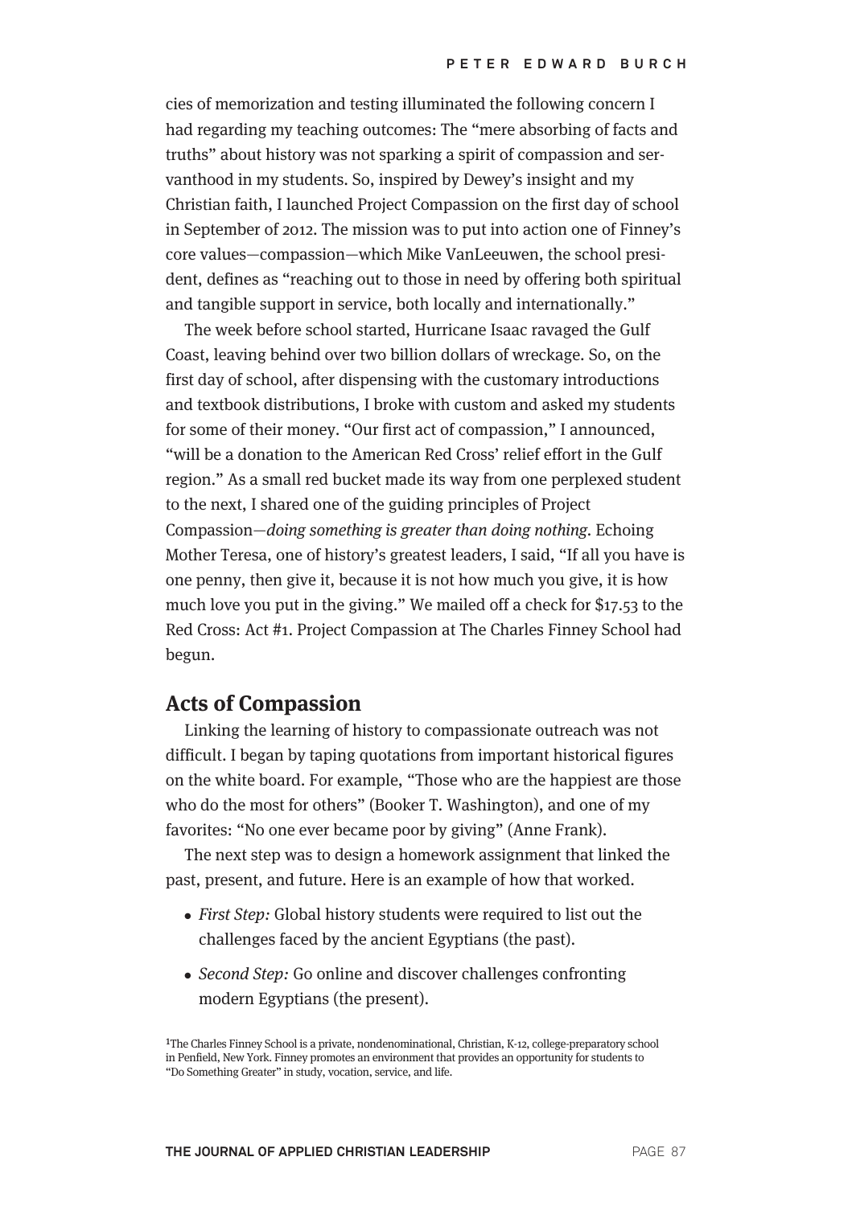cies of memorization and testing illuminated the following concern I had regarding my teaching outcomes: The "mere absorbing of facts and truths" about history was not sparking a spirit of compassion and servanthood in my students. So, inspired by Dewey's insight and my Christian faith, I launched Project Compassion on the first day of school in September of 2012. The mission was to put into action one of Finney's core values—compassion—which Mike VanLeeuwen, the school president, defines as "reaching out to those in need by offering both spiritual and tangible support in service, both locally and internationally."

The week before school started, Hurricane Isaac ravaged the Gulf Coast, leaving behind over two billion dollars of wreckage. So, on the first day of school, after dispensing with the customary introductions and textbook distributions, I broke with custom and asked my students for some of their money. "Our first act of compassion," I announced, "will be a donation to the American Red Cross' relief effort in the Gulf region." As a small red bucket made its way from one perplexed student to the next, I shared one of the guiding principles of Project Compassion—*doing something is greater than doing nothing*. Echoing Mother Teresa, one of history's greatest leaders, I said, "If all you have is one penny, then give it, because it is not how much you give, it is how much love you put in the giving." We mailed off a check for $17.53 to the Red Cross: Act #1. Project Compassion at The Charles Finney School had begun.

## Acts of Compassion

Linking the learning of history to compassionate outreach was not difficult. I began by taping quotations from important historical figures on the white board. For example, "Those who are the happiest are those who do the most for others" (Booker T. Washington), and one of my favorites: "No one ever became poor by giving" (Anne Frank).

The next step was to design a homework assignment that linked the past, present, and future. Here is an example of how that worked.

- *First Step:* Global history students were required to list out the challenges faced by the ancient Egyptians (the past).
- *Second Step:* Go online and discover challenges confronting modern Egyptians (the present).

[1]The Charles Finney School is a private, nondenominational, Christian, K-12, college-preparatory school in Penfield, New York. Finney promotes an environment that provides an opportunity for students to "Do Something Greater" in study, vocation, service, and life.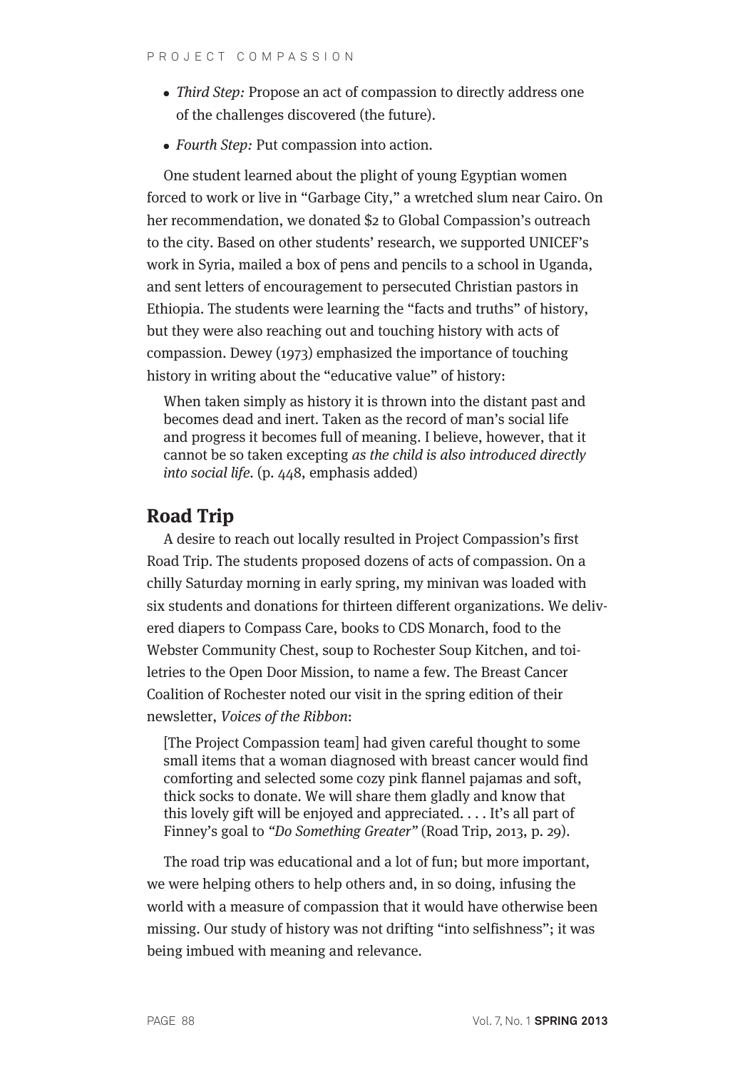- *Third Step:* Propose an act of compassion to directly address one of the challenges discovered (the future).
- *Fourth Step:* Put compassion into action.

One student learned about the plight of young Egyptian women forced to work or live in "Garbage City," a wretched slum near Cairo. On her recommendation, we donated $2 to Global Compassion's outreach to the city. Based on other students' research, we supported UNICEF's work in Syria, mailed a box of pens and pencils to a school in Uganda, and sent letters of encouragement to persecuted Christian pastors in Ethiopia. The students were learning the "facts and truths" of history, but they were also reaching out and touching history with acts of compassion. Dewey (1973) emphasized the importance of touching history in writing about the "educative value" of history:

> When taken simply as history it is thrown into the distant past and becomes dead and inert. Taken as the record of man's social life and progress it becomes full of meaning. I believe, however, that it cannot be so taken excepting *as the child is also introduced directly into social life*. (p. 448, emphasis added)

## Road Trip

A desire to reach out locally resulted in Project Compassion's first Road Trip. The students proposed dozens of acts of compassion. On a chilly Saturday morning in early spring, my minivan was loaded with six students and donations for thirteen different organizations. We delivered diapers to Compass Care, books to CDS Monarch, food to the Webster Community Chest, soup to Rochester Soup Kitchen, and toiletries to the Open Door Mission, to name a few. The Breast Cancer Coalition of Rochester noted our visit in the spring edition of their newsletter, *Voices of the Ribbon*:

> [The Project Compassion team] had given careful thought to some small items that a woman diagnosed with breast cancer would find comforting and selected some cozy pink flannel pajamas and soft, thick socks to donate. We will share them gladly and know that this lovely gift will be enjoyed and appreciated. . . . It's all part of Finney's goal to *"Do Something Greater"* (Road Trip, 2013, p. 29).

The road trip was educational and a lot of fun; but more important, we were helping others to help others and, in so doing, infusing the world with a measure of compassion that it would have otherwise been missing. Our study of history was not drifting "into selfishness"; it was being imbued with meaning and relevance.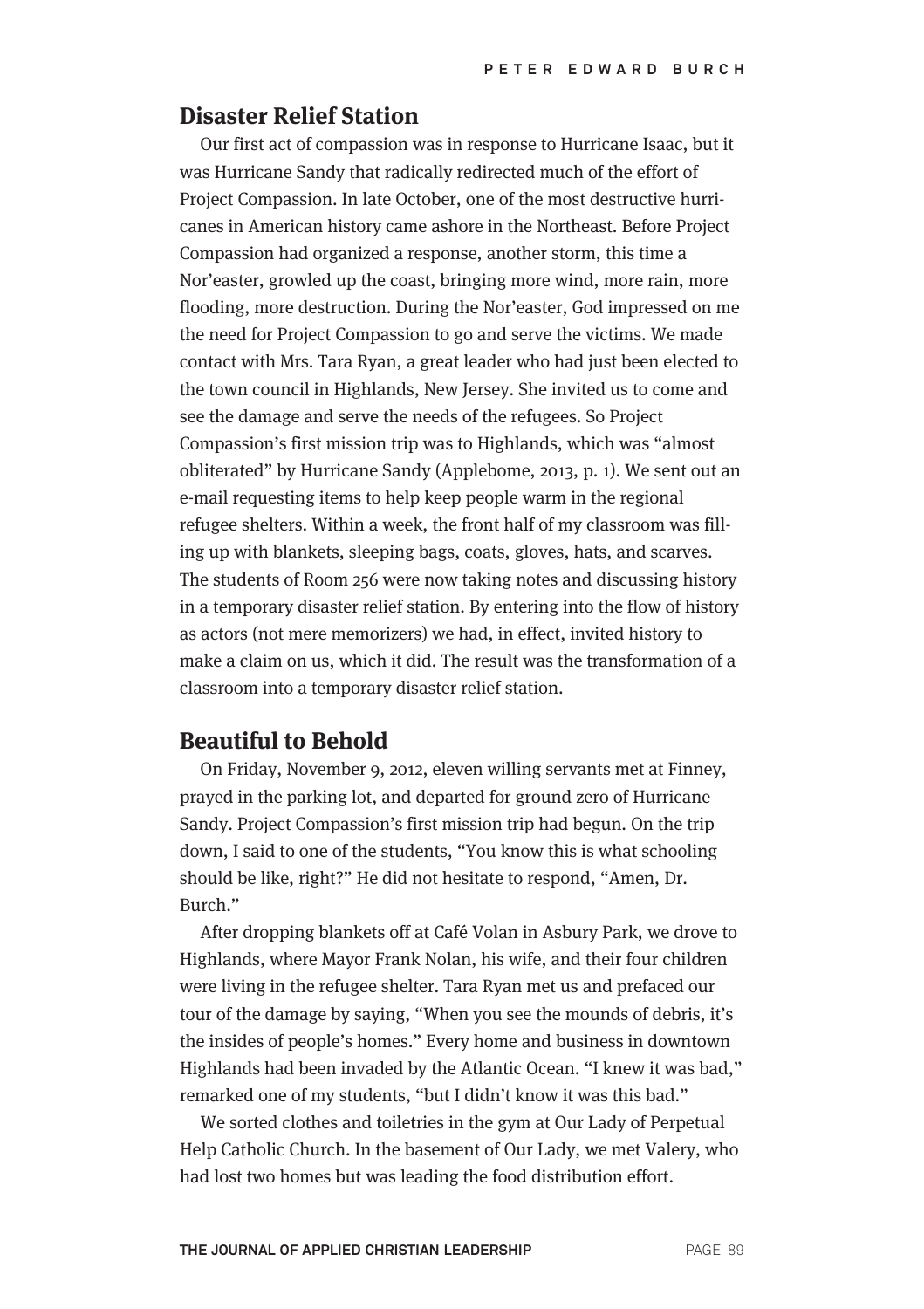## Disaster Relief Station

Our first act of compassion was in response to Hurricane Isaac, but it was Hurricane Sandy that radically redirected much of the effort of Project Compassion. In late October, one of the most destructive hurricanes in American history came ashore in the Northeast. Before Project Compassion had organized a response, another storm, this time a Nor'easter, growled up the coast, bringing more wind, more rain, more flooding, more destruction. During the Nor'easter, God impressed on me the need for Project Compassion to go and serve the victims. We made contact with Mrs. Tara Ryan, a great leader who had just been elected to the town council in Highlands, New Jersey. She invited us to come and see the damage and serve the needs of the refugees. So Project Compassion's first mission trip was to Highlands, which was "almost obliterated" by Hurricane Sandy (Applebome, 2013, p. 1). We sent out an e-mail requesting items to help keep people warm in the regional refugee shelters. Within a week, the front half of my classroom was filling up with blankets, sleeping bags, coats, gloves, hats, and scarves. The students of Room 256 were now taking notes and discussing history in a temporary disaster relief station. By entering into the flow of history as actors (not mere memorizers) we had, in effect, invited history to make a claim on us, which it did. The result was the transformation of a classroom into a temporary disaster relief station.

## Beautiful to Behold

On Friday, November 9, 2012, eleven willing servants met at Finney, prayed in the parking lot, and departed for ground zero of Hurricane Sandy. Project Compassion's first mission trip had begun. On the trip down, I said to one of the students, "You know this is what schooling should be like, right?" He did not hesitate to respond, "Amen, Dr. Burch."

After dropping blankets off at Café Volan in Asbury Park, we drove to Highlands, where Mayor Frank Nolan, his wife, and their four children were living in the refugee shelter. Tara Ryan met us and prefaced our tour of the damage by saying, "When you see the mounds of debris, it's the insides of people's homes." Every home and business in downtown Highlands had been invaded by the Atlantic Ocean. "I knew it was bad," remarked one of my students, "but I didn't know it was this bad."

We sorted clothes and toiletries in the gym at Our Lady of Perpetual Help Catholic Church. In the basement of Our Lady, we met Valery, who had lost two homes but was leading the food distribution effort.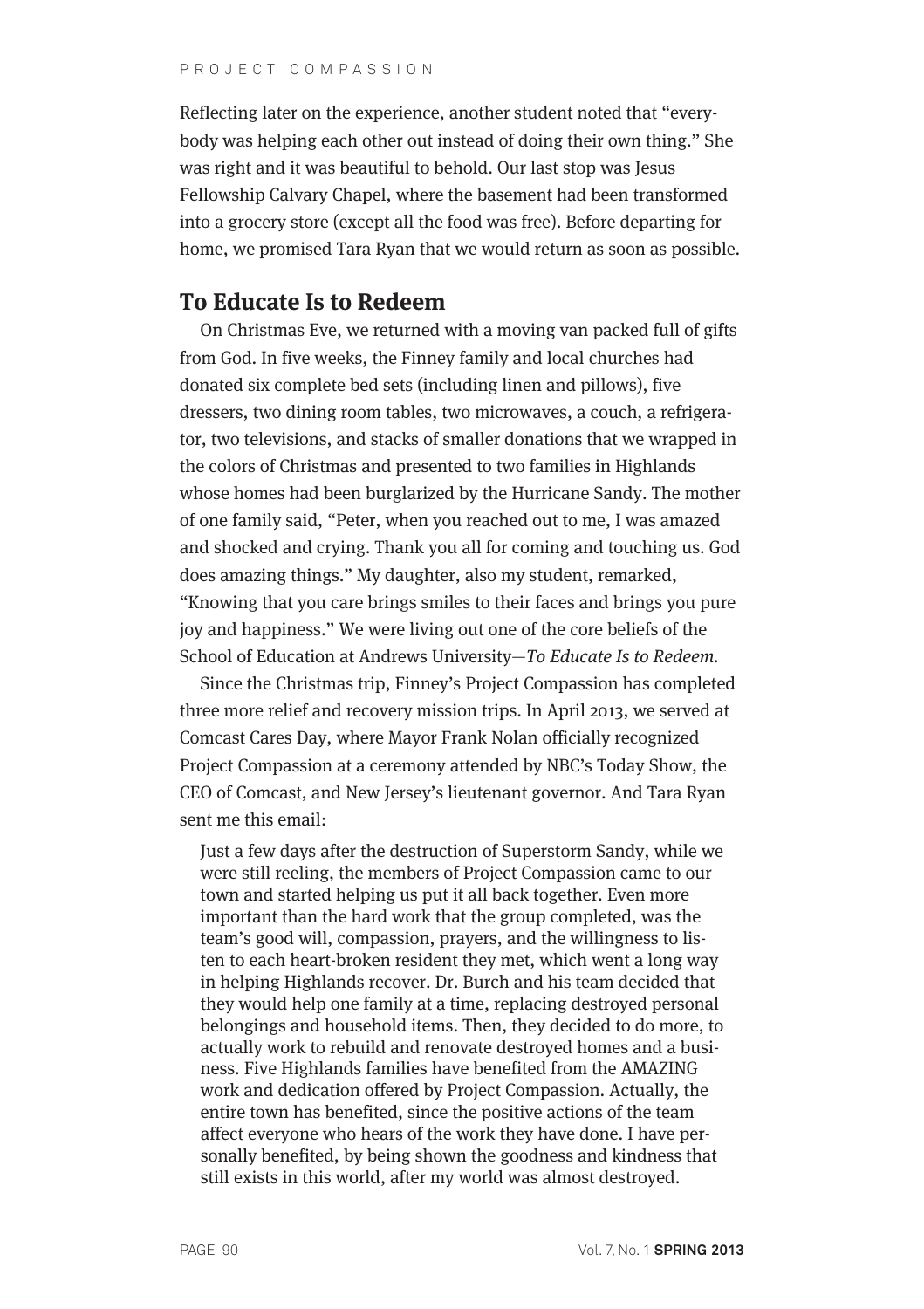Reflecting later on the experience, another student noted that "everybody was helping each other out instead of doing their own thing." She was right and it was beautiful to behold. Our last stop was Jesus Fellowship Calvary Chapel, where the basement had been transformed into a grocery store (except all the food was free). Before departing for home, we promised Tara Ryan that we would return as soon as possible.

## To Educate Is to Redeem

On Christmas Eve, we returned with a moving van packed full of gifts from God. In five weeks, the Finney family and local churches had donated six complete bed sets (including linen and pillows), five dressers, two dining room tables, two microwaves, a couch, a refrigerator, two televisions, and stacks of smaller donations that we wrapped in the colors of Christmas and presented to two families in Highlands whose homes had been burglarized by the Hurricane Sandy. The mother of one family said, "Peter, when you reached out to me, I was amazed and shocked and crying. Thank you all for coming and touching us. God does amazing things." My daughter, also my student, remarked, "Knowing that you care brings smiles to their faces and brings you pure joy and happiness." We were living out one of the core beliefs of the School of Education at Andrews University—*To Educate Is to Redeem.*

Since the Christmas trip, Finney's Project Compassion has completed three more relief and recovery mission trips. In April 2013, we served at Comcast Cares Day, where Mayor Frank Nolan officially recognized Project Compassion at a ceremony attended by NBC's Today Show, the CEO of Comcast, and New Jersey's lieutenant governor. And Tara Ryan sent me this email:

> Just a few days after the destruction of Superstorm Sandy, while we were still reeling, the members of Project Compassion came to our town and started helping us put it all back together. Even more important than the hard work that the group completed, was the team's good will, compassion, prayers, and the willingness to listen to each heart-broken resident they met, which went a long way in helping Highlands recover. Dr. Burch and his team decided that they would help one family at a time, replacing destroyed personal belongings and household items. Then, they decided to do more, to actually work to rebuild and renovate destroyed homes and a business. Five Highlands families have benefited from the AMAZING work and dedication offered by Project Compassion. Actually, the entire town has benefited, since the positive actions of the team affect everyone who hears of the work they have done. I have personally benefited, by being shown the goodness and kindness that still exists in this world, after my world was almost destroyed.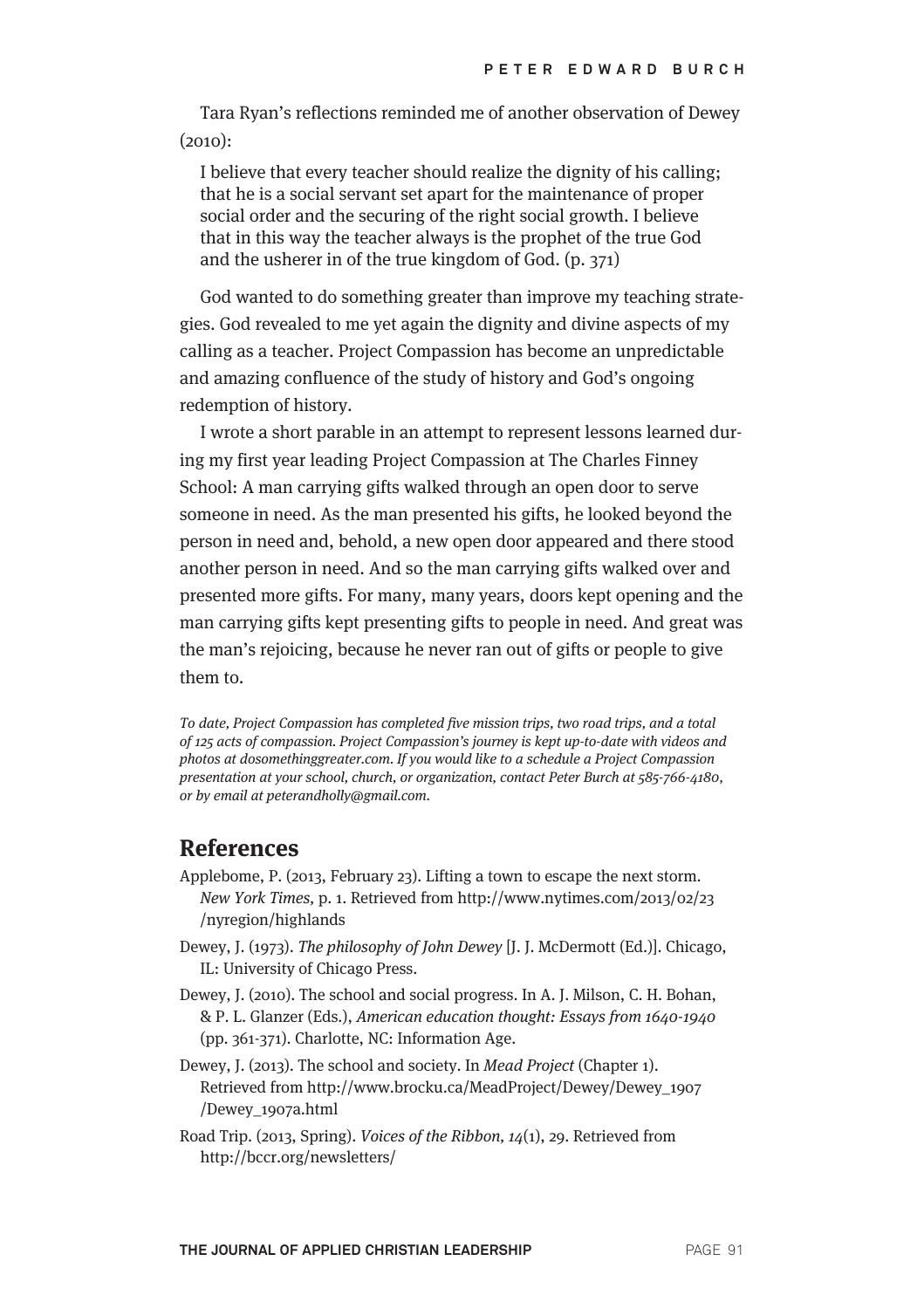Tara Ryan's reflections reminded me of another observation of Dewey (2010):

> I believe that every teacher should realize the dignity of his calling; that he is a social servant set apart for the maintenance of proper social order and the securing of the right social growth. I believe that in this way the teacher always is the prophet of the true God and the usherer in of the true kingdom of God. (p. 371)

God wanted to do something greater than improve my teaching strategies. God revealed to me yet again the dignity and divine aspects of my calling as a teacher. Project Compassion has become an unpredictable and amazing confluence of the study of history and God's ongoing redemption of history.

I wrote a short parable in an attempt to represent lessons learned during my first year leading Project Compassion at The Charles Finney School: A man carrying gifts walked through an open door to serve someone in need. As the man presented his gifts, he looked beyond the person in need and, behold, a new open door appeared and there stood another person in need. And so the man carrying gifts walked over and presented more gifts. For many, many years, doors kept opening and the man carrying gifts kept presenting gifts to people in need. And great was the man's rejoicing, because he never ran out of gifts or people to give them to.

*To date, Project Compassion has completed five mission trips, two road trips, and a total of 125 acts of compassion. Project Compassion's journey is kept up-to-date with videos and photos at dosomethinggreater.com. If you would like to a schedule a Project Compassion presentation at your school, church, or organization, contact Peter Burch at 585-766-4180, or by email at peterandholly@gmail.com.*

## References

Applebome, P. (2013, February 23). Lifting a town to escape the next storm. *New York Times*, p. 1. Retrieved from http://www.nytimes.com/2013/02/23/nyregion/highlands

Dewey, J. (1973). *The philosophy of John Dewey* [J. J. McDermott (Ed.)]. Chicago, IL: University of Chicago Press.

Dewey, J. (2010). The school and social progress. In A. J. Milson, C. H. Bohan, & P. L. Glanzer (Eds.), *American education thought: Essays from 1640-1940* (pp. 361-371). Charlotte, NC: Information Age.

Dewey, J. (2013). The school and society. In *Mead Project* (Chapter 1). Retrieved from http://www.brocku.ca/MeadProject/Dewey/Dewey_1907/Dewey_1907a.html

Road Trip. (2013, Spring). *Voices of the Ribbon*, *14*(1), 29. Retrieved from http://bccr.org/newsletters/